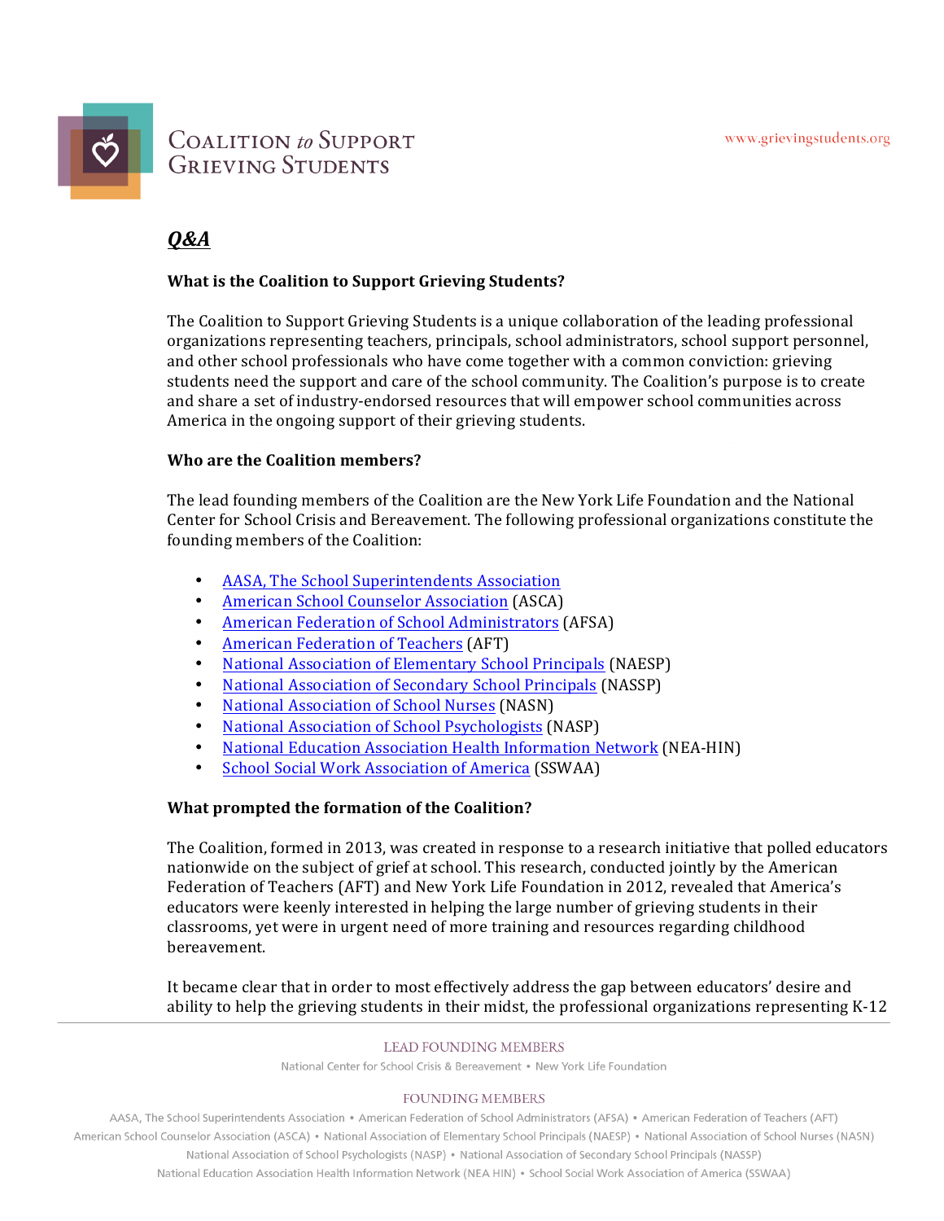# Coalition to Support Grieving Students

## *Q&A*

**What is the Coalition to Support Grieving Students?**

The Coalition to Support Grieving Students is a unique collaboration of the leading professional organizations representing teachers, principals, school administrators, school support personnel, and other school professionals who have come together with a common conviction: grieving students need the support and care of the school community. The Coalition's purpose is to create and share a set of industry-endorsed resources that will empower school communities across America in the ongoing support of their grieving students.

**Who are the Coalition members?**

The lead founding members of the Coalition are the New York Life Foundation and the National Center for School Crisis and Bereavement. The following professional organizations constitute the founding members of the Coalition:

- AASA, The School Superintendents Association
- American School Counselor Association (ASCA)
- American Federation of School Administrators (AFSA)
- American Federation of Teachers (AFT)
- National Association of Elementary School Principals (NAESP)
- National Association of Secondary School Principals (NASSP)
- National Association of School Nurses (NASN)
- National Association of School Psychologists (NASP)
- National Education Association Health Information Network (NEA-HIN)
- School Social Work Association of America (SSWAA)

**What prompted the formation of the Coalition?**

The Coalition, formed in 2013, was created in response to a research initiative that polled educators nationwide on the subject of grief at school. This research, conducted jointly by the American Federation of Teachers (AFT) and New York Life Foundation in 2012, revealed that America's educators were keenly interested in helping the large number of grieving students in their classrooms, yet were in urgent need of more training and resources regarding childhood bereavement.

It became clear that in order to most effectively address the gap between educators' desire and ability to help the grieving students in their midst, the professional organizations representing K-12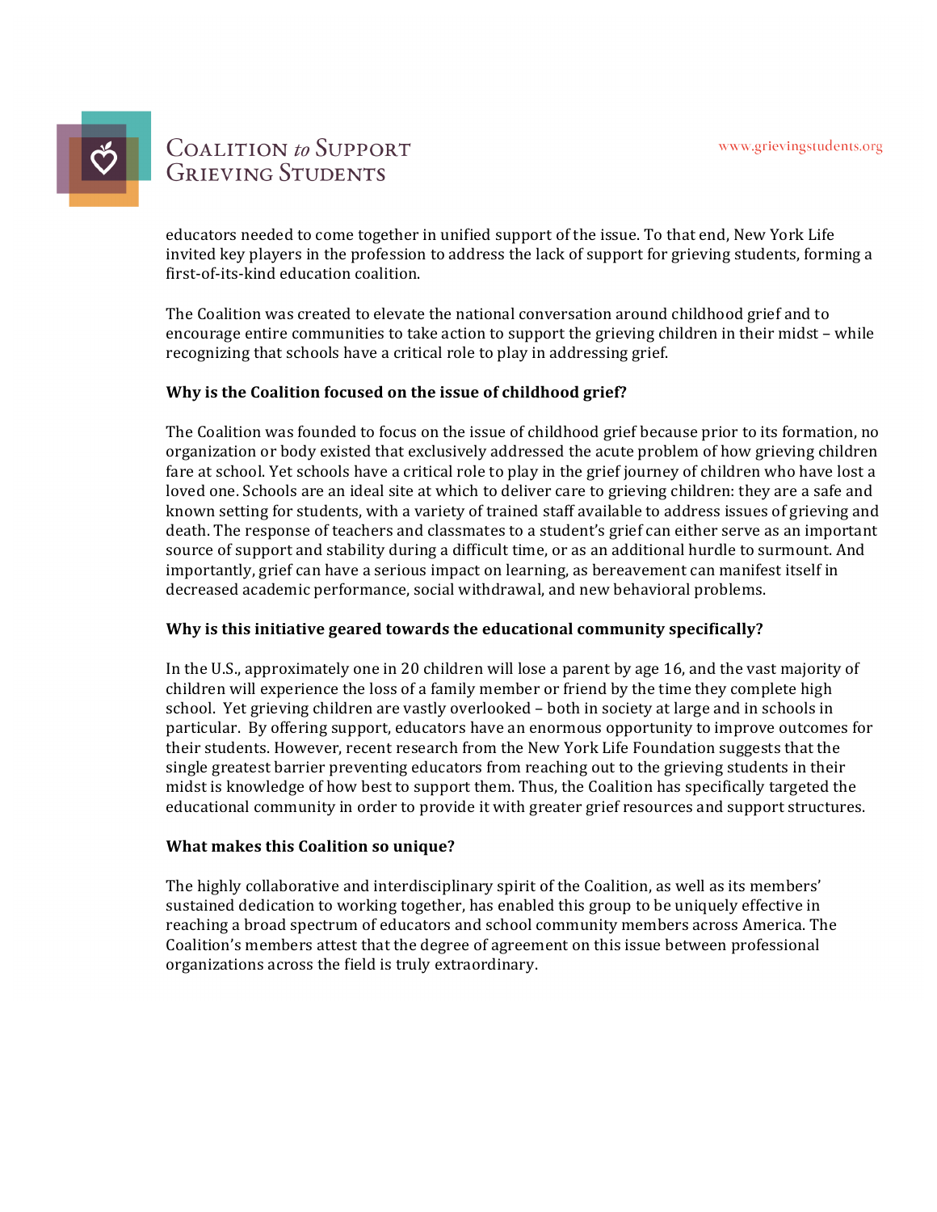educators needed to come together in unified support of the issue. To that end, New York Life invited key players in the profession to address the lack of support for grieving students, forming a first-of-its-kind education coalition.

The Coalition was created to elevate the national conversation around childhood grief and to encourage entire communities to take action to support the grieving children in their midst – while recognizing that schools have a critical role to play in addressing grief.

**Why is the Coalition focused on the issue of childhood grief?**

The Coalition was founded to focus on the issue of childhood grief because prior to its formation, no organization or body existed that exclusively addressed the acute problem of how grieving children fare at school. Yet schools have a critical role to play in the grief journey of children who have lost a loved one. Schools are an ideal site at which to deliver care to grieving children: they are a safe and known setting for students, with a variety of trained staff available to address issues of grieving and death. The response of teachers and classmates to a student's grief can either serve as an important source of support and stability during a difficult time, or as an additional hurdle to surmount. And importantly, grief can have a serious impact on learning, as bereavement can manifest itself in decreased academic performance, social withdrawal, and new behavioral problems.

**Why is this initiative geared towards the educational community specifically?**

In the U.S., approximately one in 20 children will lose a parent by age 16, and the vast majority of children will experience the loss of a family member or friend by the time they complete high school. Yet grieving children are vastly overlooked – both in society at large and in schools in particular. By offering support, educators have an enormous opportunity to improve outcomes for their students. However, recent research from the New York Life Foundation suggests that the single greatest barrier preventing educators from reaching out to the grieving students in their midst is knowledge of how best to support them. Thus, the Coalition has specifically targeted the educational community in order to provide it with greater grief resources and support structures.

**What makes this Coalition so unique?**

The highly collaborative and interdisciplinary spirit of the Coalition, as well as its members' sustained dedication to working together, has enabled this group to be uniquely effective in reaching a broad spectrum of educators and school community members across America. The Coalition's members attest that the degree of agreement on this issue between professional organizations across the field is truly extraordinary.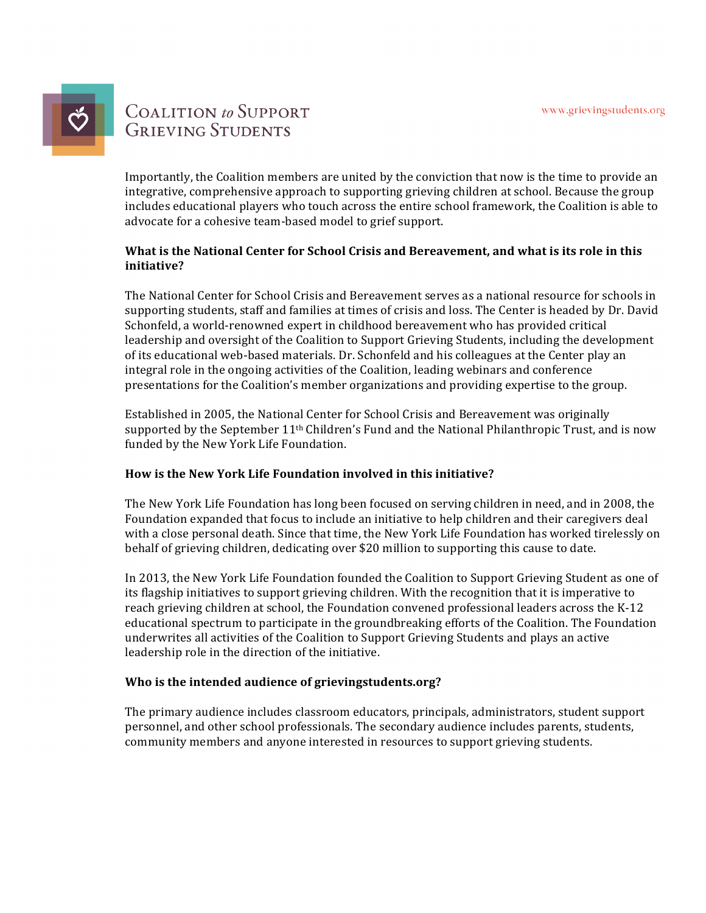Importantly, the Coalition members are united by the conviction that now is the time to provide an integrative, comprehensive approach to supporting grieving children at school. Because the group includes educational players who touch across the entire school framework, the Coalition is able to advocate for a cohesive team-based model to grief support.

**What is the National Center for School Crisis and Bereavement, and what is its role in this initiative?**

The National Center for School Crisis and Bereavement serves as a national resource for schools in supporting students, staff and families at times of crisis and loss. The Center is headed by Dr. David Schonfeld, a world-renowned expert in childhood bereavement who has provided critical leadership and oversight of the Coalition to Support Grieving Students, including the development of its educational web-based materials. Dr. Schonfeld and his colleagues at the Center play an integral role in the ongoing activities of the Coalition, leading webinars and conference presentations for the Coalition's member organizations and providing expertise to the group.

Established in 2005, the National Center for School Crisis and Bereavement was originally supported by the September 11th Children's Fund and the National Philanthropic Trust, and is now funded by the New York Life Foundation.

**How is the New York Life Foundation involved in this initiative?**

The New York Life Foundation has long been focused on serving children in need, and in 2008, the Foundation expanded that focus to include an initiative to help children and their caregivers deal with a close personal death. Since that time, the New York Life Foundation has worked tirelessly on behalf of grieving children, dedicating over $20 million to supporting this cause to date.

In 2013, the New York Life Foundation founded the Coalition to Support Grieving Student as one of its flagship initiatives to support grieving children. With the recognition that it is imperative to reach grieving children at school, the Foundation convened professional leaders across the K-12 educational spectrum to participate in the groundbreaking efforts of the Coalition. The Foundation underwrites all activities of the Coalition to Support Grieving Students and plays an active leadership role in the direction of the initiative.

**Who is the intended audience of grievingstudents.org?**

The primary audience includes classroom educators, principals, administrators, student support personnel, and other school professionals. The secondary audience includes parents, students, community members and anyone interested in resources to support grieving students.